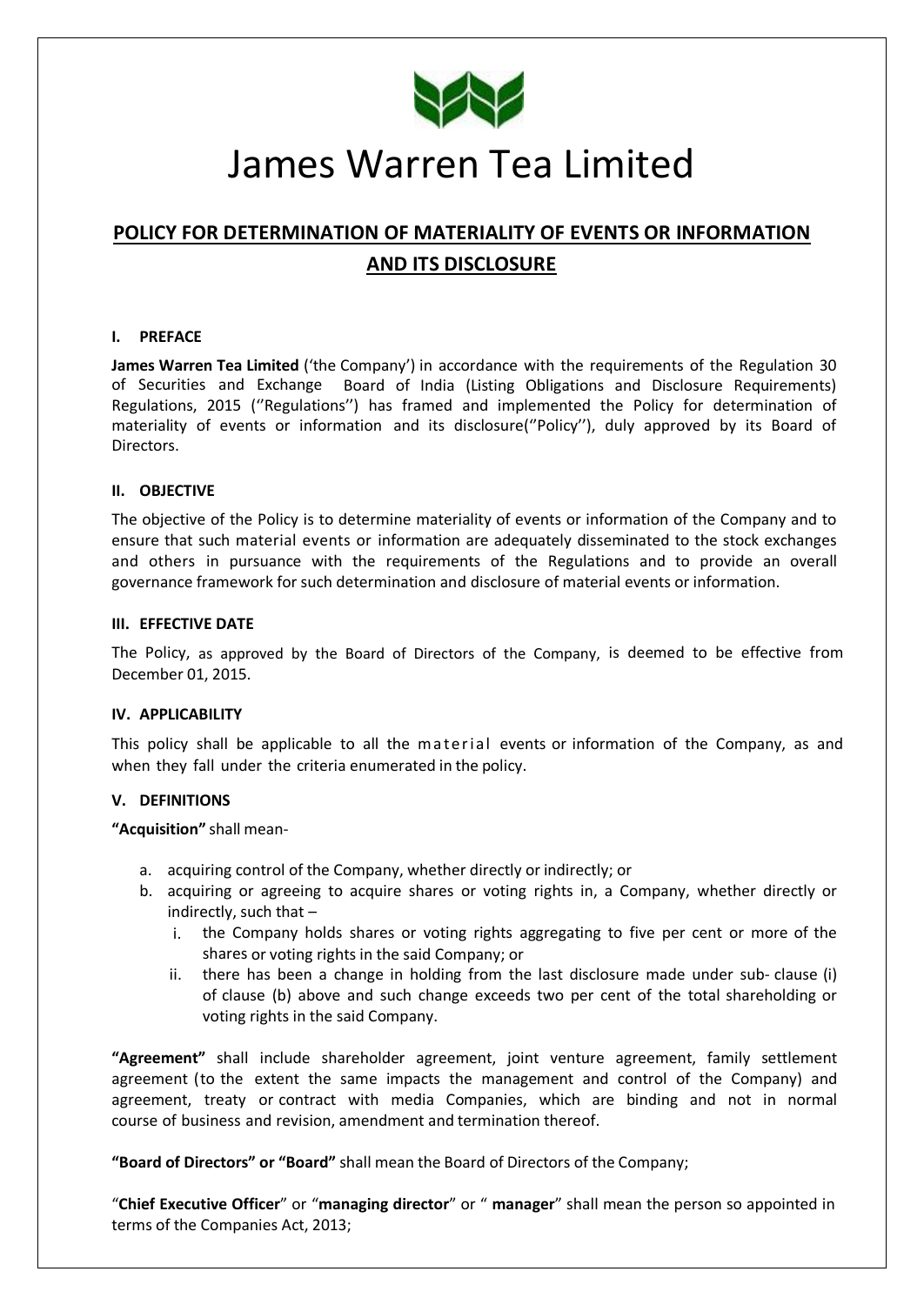# James Warren Tea Limited

## POLICY FOR DETERMINATION OF MATERIALITY OF EVENTS OR INFORMATION AND ITS DISCLOSURE

### I. PREFACE

**James Warren Tea Limited** ('the Company') in accordance with the requirements of the Regulation 30 of Securities and Exchange Board of India (Listing Obligations and Disclosure Requirements) Regulations, 2015 (''Regulations'') has framed and implemented the Policy for determination of materiality of events or information and its disclosure(''Policy''), duly approved by its Board of Directors.

### II. OBJECTIVE

The objective of the Policy is to determine materiality of events or information of the Company and to ensure that such material events or information are adequately disseminated to the stock exchanges and others in pursuance with the requirements of the Regulations and to provide an overall governance framework for such determination and disclosure of material events or information.

### III. EFFECTIVE DATE

The Policy, as approved by the Board of Directors of the Company, is deemed to be effective from December 01, 2015.

### IV. APPLICABILITY

This policy shall be applicable to all the material events or information of the Company, as and when they fall under the criteria enumerated in the policy.

### V. DEFINITIONS

**"Acquisition"** shall mean-

a. acquiring control of the Company, whether directly or indirectly; or
b. acquiring or agreeing to acquire shares or voting rights in, a Company, whether directly or indirectly, such that –
   i. the Company holds shares or voting rights aggregating to five per cent or more of the shares or voting rights in the said Company; or
   ii. there has been a change in holding from the last disclosure made under sub- clause (i) of clause (b) above and such change exceeds two per cent of the total shareholding or voting rights in the said Company.

**"Agreement"** shall include shareholder agreement, joint venture agreement, family settlement agreement (to the extent the same impacts the management and control of the Company) and agreement, treaty or contract with media Companies, which are binding and not in normal course of business and revision, amendment and termination thereof.

**"Board of Directors" or "Board"** shall mean the Board of Directors of the Company;

"**Chief Executive Officer**" or "**managing director**" or " **manager**" shall mean the person so appointed in terms of the Companies Act, 2013;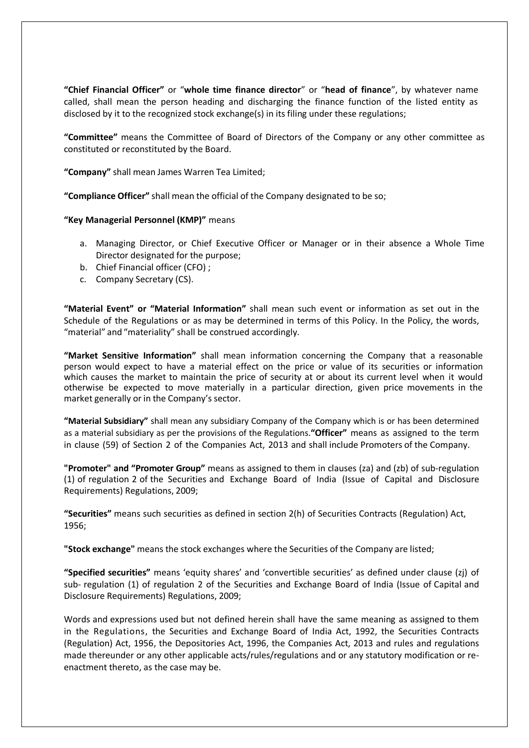**"Chief Financial Officer"** or "**whole time finance director**" or "**head of finance**", by whatever name called, shall mean the person heading and discharging the finance function of the listed entity as disclosed by it to the recognized stock exchange(s) in its filing under these regulations;

**"Committee"** means the Committee of Board of Directors of the Company or any other committee as constituted or reconstituted by the Board.

**"Company"** shall mean James Warren Tea Limited;

**"Compliance Officer"** shall mean the official of the Company designated to be so;

**"Key Managerial Personnel (KMP)"** means

a. Managing Director, or Chief Executive Officer or Manager or in their absence a Whole Time Director designated for the purpose;
b. Chief Financial officer (CFO) ;
c. Company Secretary (CS).

**"Material Event" or "Material Information"** shall mean such event or information as set out in the Schedule of the Regulations or as may be determined in terms of this Policy. In the Policy, the words, "material" and "materiality" shall be construed accordingly.

**"Market Sensitive Information"** shall mean information concerning the Company that a reasonable person would expect to have a material effect on the price or value of its securities or information which causes the market to maintain the price of security at or about its current level when it would otherwise be expected to move materially in a particular direction, given price movements in the market generally or in the Company's sector.

**"Material Subsidiary"** shall mean any subsidiary Company of the Company which is or has been determined as a material subsidiary as per the provisions of the Regulations.**"Officer"** means as assigned to the term in clause (59) of Section 2 of the Companies Act, 2013 and shall include Promoters of the Company.

**"Promoter" and "Promoter Group"** means as assigned to them in clauses (za) and (zb) of sub-regulation (1) of regulation 2 of the Securities and Exchange Board of India (Issue of Capital and Disclosure Requirements) Regulations, 2009;

**"Securities"** means such securities as defined in section 2(h) of Securities Contracts (Regulation) Act, 1956;

**"Stock exchange"** means the stock exchanges where the Securities of the Company are listed;

**"Specified securities"** means 'equity shares' and 'convertible securities' as defined under clause (zj) of sub- regulation (1) of regulation 2 of the Securities and Exchange Board of India (Issue of Capital and Disclosure Requirements) Regulations, 2009;

Words and expressions used but not defined herein shall have the same meaning as assigned to them in the Regulations, the Securities and Exchange Board of India Act, 1992, the Securities Contracts (Regulation) Act, 1956, the Depositories Act, 1996, the Companies Act, 2013 and rules and regulations made thereunder or any other applicable acts/rules/regulations and or any statutory modification or re-enactment thereto, as the case may be.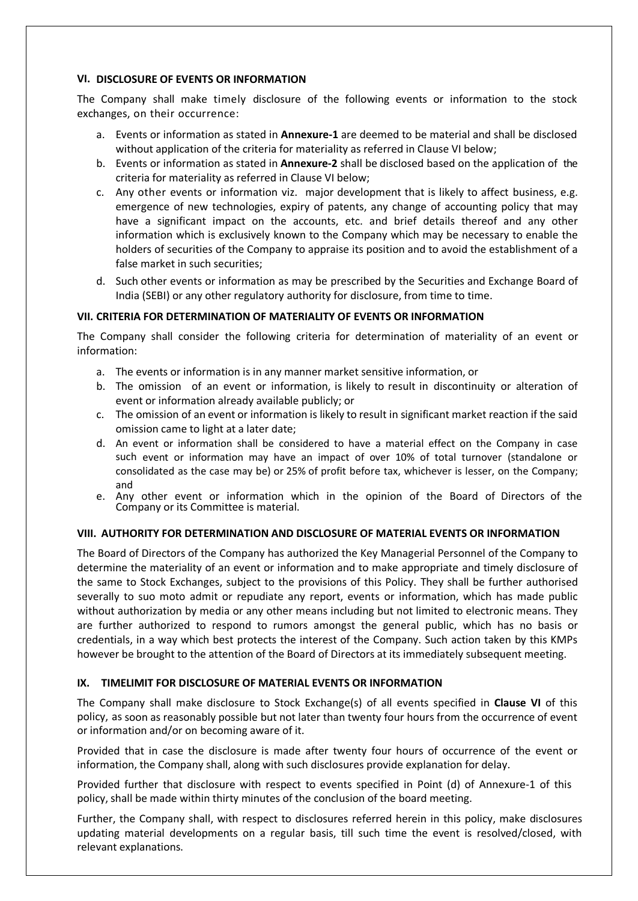## VI. DISCLOSURE OF EVENTS OR INFORMATION

The Company shall make timely disclosure of the following events or information to the stock exchanges, on their occurrence:

a. Events or information as stated in **Annexure-1** are deemed to be material and shall be disclosed without application of the criteria for materiality as referred in Clause VI below;
b. Events or information as stated in **Annexure-2** shall be disclosed based on the application of the criteria for materiality as referred in Clause VI below;
c. Any other events or information viz. major development that is likely to affect business, e.g. emergence of new technologies, expiry of patents, any change of accounting policy that may have a significant impact on the accounts, etc. and brief details thereof and any other information which is exclusively known to the Company which may be necessary to enable the holders of securities of the Company to appraise its position and to avoid the establishment of a false market in such securities;
d. Such other events or information as may be prescribed by the Securities and Exchange Board of India (SEBI) or any other regulatory authority for disclosure, from time to time.

## VII. CRITERIA FOR DETERMINATION OF MATERIALITY OF EVENTS OR INFORMATION

The Company shall consider the following criteria for determination of materiality of an event or information:

a. The events or information is in any manner market sensitive information, or
b. The omission of an event or information, is likely to result in discontinuity or alteration of event or information already available publicly; or
c. The omission of an event or information is likely to result in significant market reaction if the said omission came to light at a later date;
d. An event or information shall be considered to have a material effect on the Company in case such event or information may have an impact of over 10% of total turnover (standalone or consolidated as the case may be) or 25% of profit before tax, whichever is lesser, on the Company; and
e. Any other event or information which in the opinion of the Board of Directors of the Company or its Committee is material.

## VIII. AUTHORITY FOR DETERMINATION AND DISCLOSURE OF MATERIAL EVENTS OR INFORMATION

The Board of Directors of the Company has authorized the Key Managerial Personnel of the Company to determine the materiality of an event or information and to make appropriate and timely disclosure of the same to Stock Exchanges, subject to the provisions of this Policy. They shall be further authorised severally to suo moto admit or repudiate any report, events or information, which has made public without authorization by media or any other means including but not limited to electronic means. They are further authorized to respond to rumors amongst the general public, which has no basis or credentials, in a way which best protects the interest of the Company. Such action taken by this KMPs however be brought to the attention of the Board of Directors at its immediately subsequent meeting.

## IX. TIMELIMIT FOR DISCLOSURE OF MATERIAL EVENTS OR INFORMATION

The Company shall make disclosure to Stock Exchange(s) of all events specified in **Clause VI** of this policy, as soon as reasonably possible but not later than twenty four hours from the occurrence of event or information and/or on becoming aware of it.

Provided that in case the disclosure is made after twenty four hours of occurrence of the event or information, the Company shall, along with such disclosures provide explanation for delay.

Provided further that disclosure with respect to events specified in Point (d) of Annexure-1 of this policy, shall be made within thirty minutes of the conclusion of the board meeting.

Further, the Company shall, with respect to disclosures referred herein in this policy, make disclosures updating material developments on a regular basis, till such time the event is resolved/closed, with relevant explanations.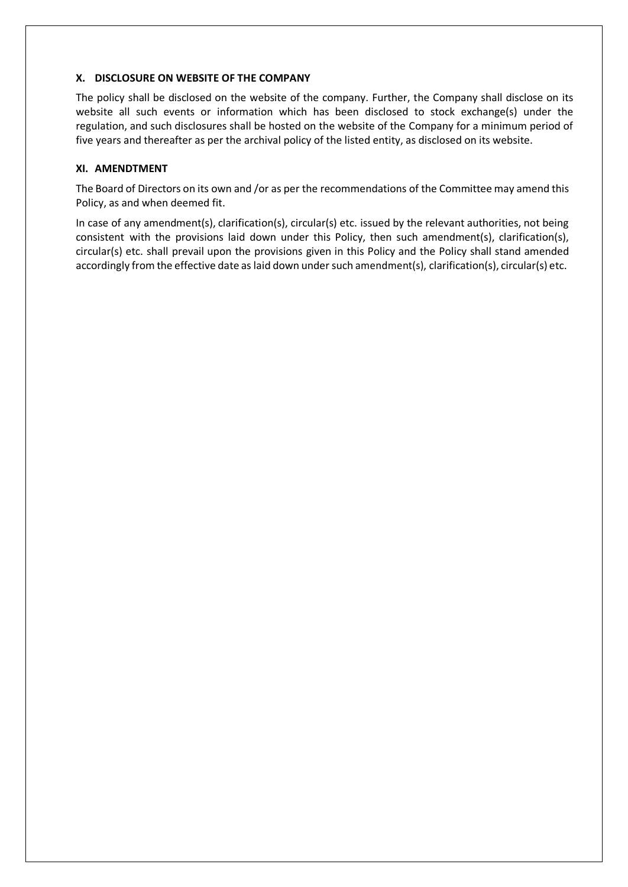## X. DISCLOSURE ON WEBSITE OF THE COMPANY

The policy shall be disclosed on the website of the company. Further, the Company shall disclose on its website all such events or information which has been disclosed to stock exchange(s) under the regulation, and such disclosures shall be hosted on the website of the Company for a minimum period of five years and thereafter as per the archival policy of the listed entity, as disclosed on its website.

## XI. AMENDTMENT

The Board of Directors on its own and /or as per the recommendations of the Committee may amend this Policy, as and when deemed fit.

In case of any amendment(s), clarification(s), circular(s) etc. issued by the relevant authorities, not being consistent with the provisions laid down under this Policy, then such amendment(s), clarification(s), circular(s) etc. shall prevail upon the provisions given in this Policy and the Policy shall stand amended accordingly from the effective date as laid down under such amendment(s), clarification(s), circular(s) etc.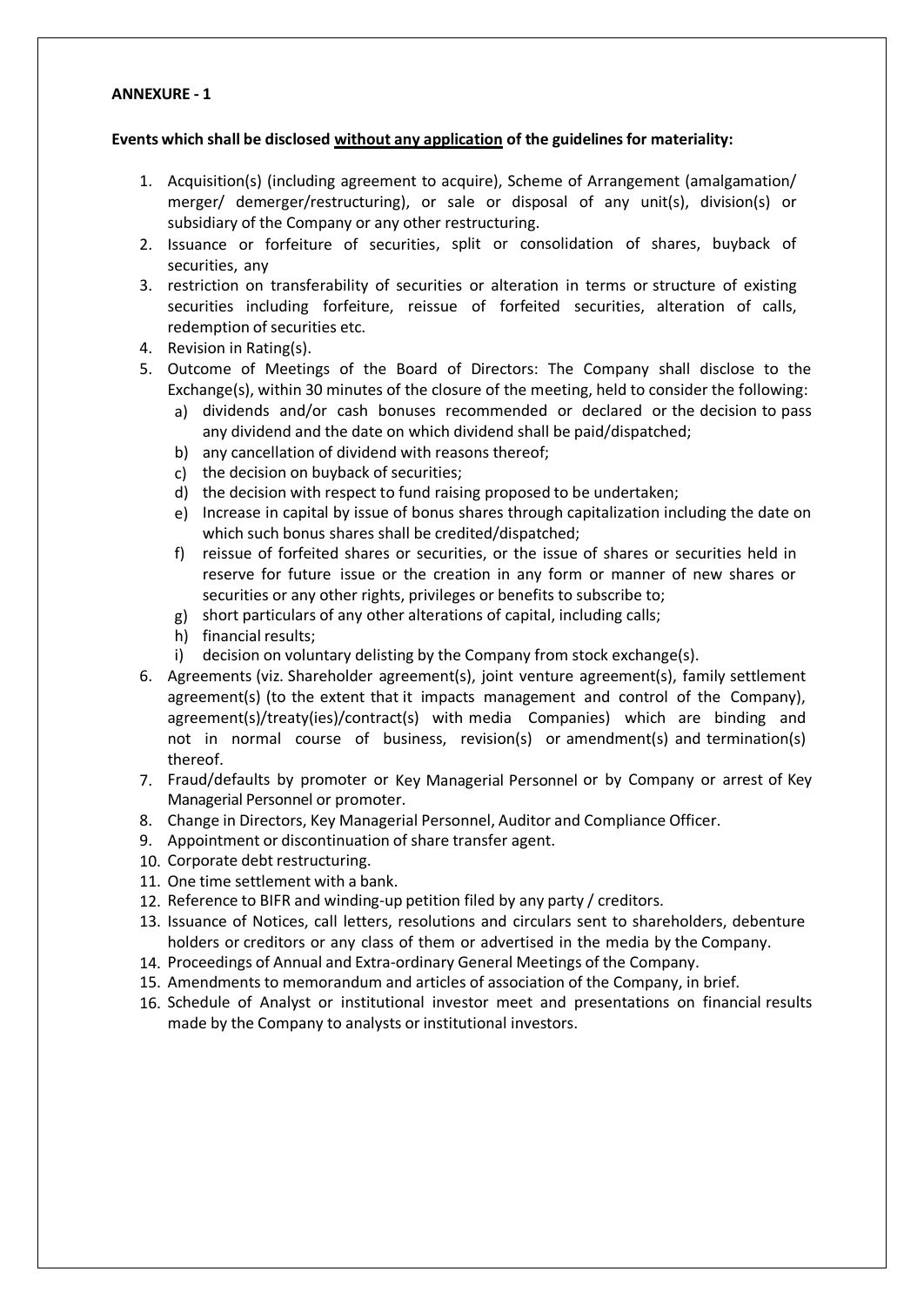**ANNEXURE - 1**

**Events which shall be disclosed <u>without any application</u> of the guidelines for materiality:**

1. Acquisition(s) (including agreement to acquire), Scheme of Arrangement (amalgamation/ merger/ demerger/restructuring), or sale or disposal of any unit(s), division(s) or subsidiary of the Company or any other restructuring.
2. Issuance or forfeiture of securities, split or consolidation of shares, buyback of securities, any
3. restriction on transferability of securities or alteration in terms or structure of existing securities including forfeiture, reissue of forfeited securities, alteration of calls, redemption of securities etc.
4. Revision in Rating(s).
5. Outcome of Meetings of the Board of Directors: The Company shall disclose to the Exchange(s), within 30 minutes of the closure of the meeting, held to consider the following:
   a) dividends and/or cash bonuses recommended or declared or the decision to pass any dividend and the date on which dividend shall be paid/dispatched;
   b) any cancellation of dividend with reasons thereof;
   c) the decision on buyback of securities;
   d) the decision with respect to fund raising proposed to be undertaken;
   e) Increase in capital by issue of bonus shares through capitalization including the date on which such bonus shares shall be credited/dispatched;
   f) reissue of forfeited shares or securities, or the issue of shares or securities held in reserve for future issue or the creation in any form or manner of new shares or securities or any other rights, privileges or benefits to subscribe to;
   g) short particulars of any other alterations of capital, including calls;
   h) financial results;
   i) decision on voluntary delisting by the Company from stock exchange(s).
6. Agreements (viz. Shareholder agreement(s), joint venture agreement(s), family settlement agreement(s) (to the extent that it impacts management and control of the Company), agreement(s)/treaty(ies)/contract(s) with media Companies) which are binding and not in normal course of business, revision(s) or amendment(s) and termination(s) thereof.
7. Fraud/defaults by promoter or Key Managerial Personnel or by Company or arrest of Key Managerial Personnel or promoter.
8. Change in Directors, Key Managerial Personnel, Auditor and Compliance Officer.
9. Appointment or discontinuation of share transfer agent.
10. Corporate debt restructuring.
11. One time settlement with a bank.
12. Reference to BIFR and winding-up petition filed by any party / creditors.
13. Issuance of Notices, call letters, resolutions and circulars sent to shareholders, debenture holders or creditors or any class of them or advertised in the media by the Company.
14. Proceedings of Annual and Extra-ordinary General Meetings of the Company.
15. Amendments to memorandum and articles of association of the Company, in brief.
16. Schedule of Analyst or institutional investor meet and presentations on financial results made by the Company to analysts or institutional investors.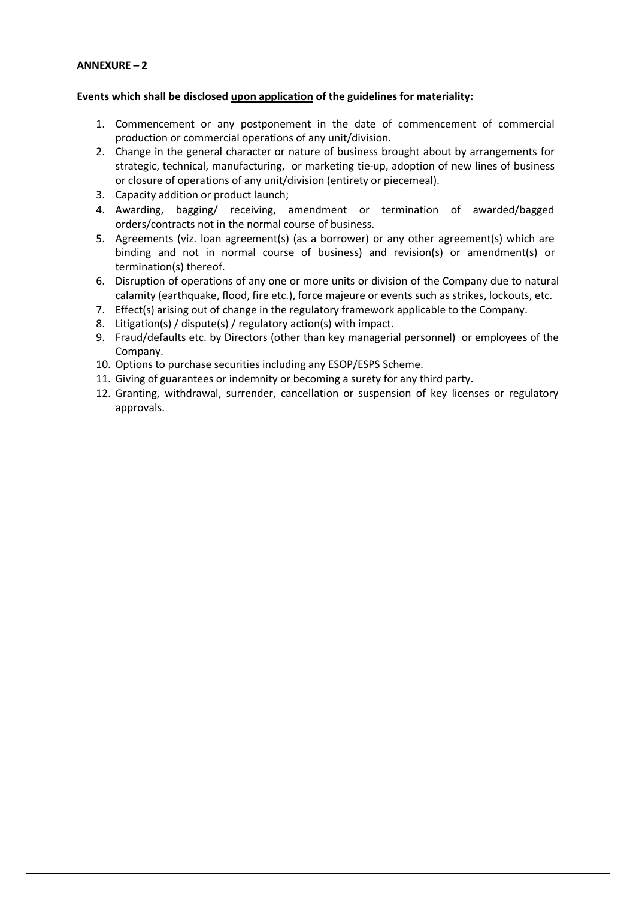**ANNEXURE – 2**

**Events which shall be disclosed <u>upon application</u> of the guidelines for materiality:**

1. Commencement or any postponement in the date of commencement of commercial production or commercial operations of any unit/division.
2. Change in the general character or nature of business brought about by arrangements for strategic, technical, manufacturing, or marketing tie-up, adoption of new lines of business or closure of operations of any unit/division (entirety or piecemeal).
3. Capacity addition or product launch;
4. Awarding, bagging/ receiving, amendment or termination of awarded/bagged orders/contracts not in the normal course of business.
5. Agreements (viz. loan agreement(s) (as a borrower) or any other agreement(s) which are binding and not in normal course of business) and revision(s) or amendment(s) or termination(s) thereof.
6. Disruption of operations of any one or more units or division of the Company due to natural calamity (earthquake, flood, fire etc.), force majeure or events such as strikes, lockouts, etc.
7. Effect(s) arising out of change in the regulatory framework applicable to the Company.
8. Litigation(s) / dispute(s) / regulatory action(s) with impact.
9. Fraud/defaults etc. by Directors (other than key managerial personnel) or employees of the Company.
10. Options to purchase securities including any ESOP/ESPS Scheme.
11. Giving of guarantees or indemnity or becoming a surety for any third party.
12. Granting, withdrawal, surrender, cancellation or suspension of key licenses or regulatory approvals.